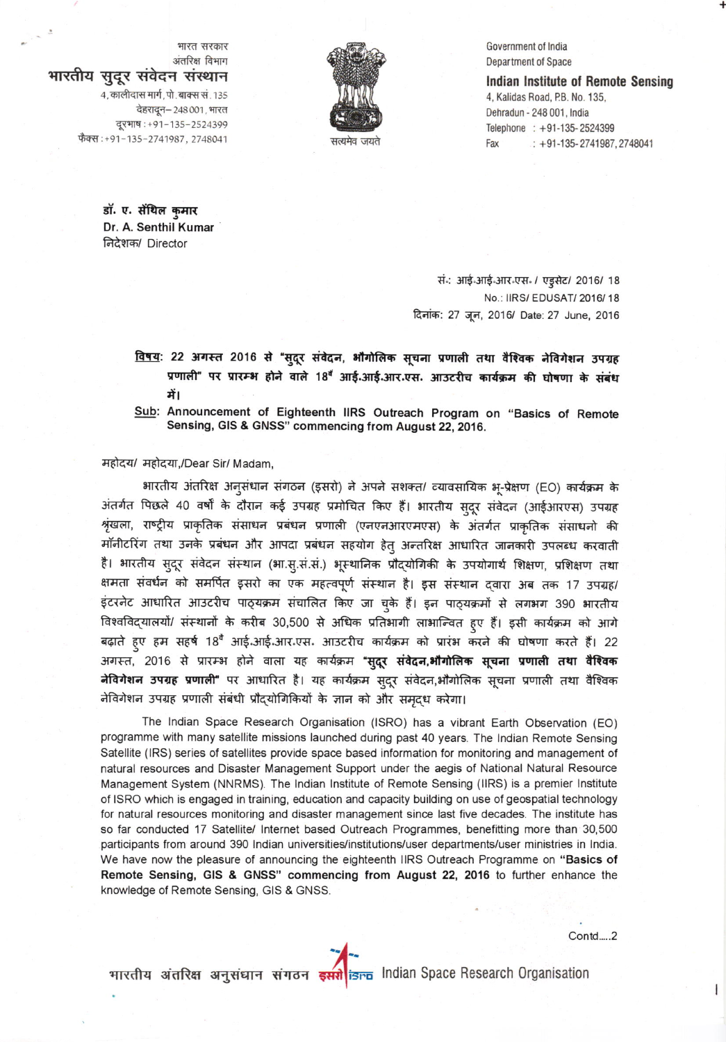भारत सरकार
अंतरिक्ष विभाग
**भारतीय सुदूर संवेदन संस्थान**
4, कालीदास मार्ग, पो. बाक्स सं. 135
देहरादून – 248 001, भारत
दूरभाष : +91-135-2524399
फैक्स : +91-135-2741987, 2748041

सत्यमेव जयते

Government of India
Department of Space
**Indian Institute of Remote Sensing**
4, Kalidas Road, P.B. No. 135,
Dehradun - 248 001, India
Telephone : +91-135-2524399
Fax : +91-135-2741987, 2748041

**डॉ. ए. सैंथिल कुमार**
**Dr. A. Senthil Kumar**
निदेशक/ Director

सं.: आई.आई.आर.एस. / एडुसेट/ 2016/ 18
No.: IIRS/ EDUSAT/ 2016/ 18
दिनांक: 27 जून, 2016/ Date: 27 June, 2016

**विषय: 22 अगस्त 2016 से "सुदूर संवेदन, भौगोलिक सूचना प्रणाली तथा वैश्विक नेविगेशन उपग्रह प्रणाली" पर प्रारम्भ होने वाले 18वें आई.आई.आर.एस. आउटरीच कार्यक्रम की घोषणा के संबंध में।**

**Sub: Announcement of Eighteenth IIRS Outreach Program on "Basics of Remote Sensing, GIS & GNSS" commencing from August 22, 2016.**

महोदय/ महोदया,/Dear Sir/ Madam,

भारतीय अंतरिक्ष अनुसंधान संगठन (इसरो) ने अपने सशक्त/ व्यावसायिक भू-प्रेक्षण (EO) कार्यक्रम के अंतर्गत पिछले 40 वर्षो के दौरान कई उपग्रह प्रमोचित किए हैं। भारतीय सुदूर संवेदन (आईआरएस) उपग्रह श्रृंखला, राष्ट्रीय प्राकृतिक संसाधन प्रबंधन प्रणाली (एनएनआरएमएस) के अंतर्गत प्राकृतिक संसाधनो की मॉनीटरिंग तथा उनके प्रबंधन और आपदा प्रबंधन सहयोग हेतु अन्तरिक्ष आधारित जानकारी उपलब्ध करवाती है। भारतीय सुदूर संवेदन संस्थान (भा.सु.सं.सं.) भूस्थानिक प्रौद्योगिकी के उपयोगार्थ शिक्षण, प्रशिक्षण तथा क्षमता संवर्धन को समर्पित इसरो का एक महत्वपूर्ण संस्थान है। इस संस्थान द्वारा अब तक 17 उपग्रह/ इंटरनेट आधारित आउटरीच पाठ्यक्रम संचालित किए जा चुके हैं। इन पाठ्यक्रमों से लगभग 390 भारतीय विश्वविद्यालयों/ संस्थानों के करीब 30,500 से अधिक प्रतिभागी लाभान्वित हुए हैं। इसी कार्यक्रम को आगे बढ़ाते हुए हम सहर्ष 18वें आई.आई.आर.एस. आउटरीच कार्यक्रम को प्रारंभ करने की घोषणा करते हैं। 22 अगस्त, 2016 से प्रारम्भ होने वाला यह कार्यक्रम **"सुदूर संवेदन,भौगोलिक सूचना प्रणाली तथा वैश्विक नेविगेशन उपग्रह प्रणाली"** पर आधारित है। यह कार्यक्रम सुदूर संवेदन,भौगोलिक सूचना प्रणाली तथा वैश्विक नेविगेशन उपग्रह प्रणाली संबंधी प्रौद्योगिकियों के ज्ञान को और समृद्ध करेगा।

The Indian Space Research Organisation (ISRO) has a vibrant Earth Observation (EO) programme with many satellite missions launched during past 40 years. The Indian Remote Sensing Satellite (IRS) series of satellites provide space based information for monitoring and management of natural resources and Disaster Management Support under the aegis of National Natural Resource Management System (NNRMS). The Indian Institute of Remote Sensing (IIRS) is a premier Institute of ISRO which is engaged in training, education and capacity building on use of geospatial technology for natural resources monitoring and disaster management since last five decades. The institute has so far conducted 17 Satellite/ Internet based Outreach Programmes, benefitting more than 30,500 participants from around 390 Indian universities/institutions/user departments/user ministries in India. We have now the pleasure of announcing the eighteenth IIRS Outreach Programme on **"Basics of Remote Sensing, GIS & GNSS" commencing from August 22, 2016** to further enhance the knowledge of Remote Sensing, GIS & GNSS.

Contd.....2

भारतीय अंतरिक्ष अनुसंधान संगठन इसरो isro Indian Space Research Organisation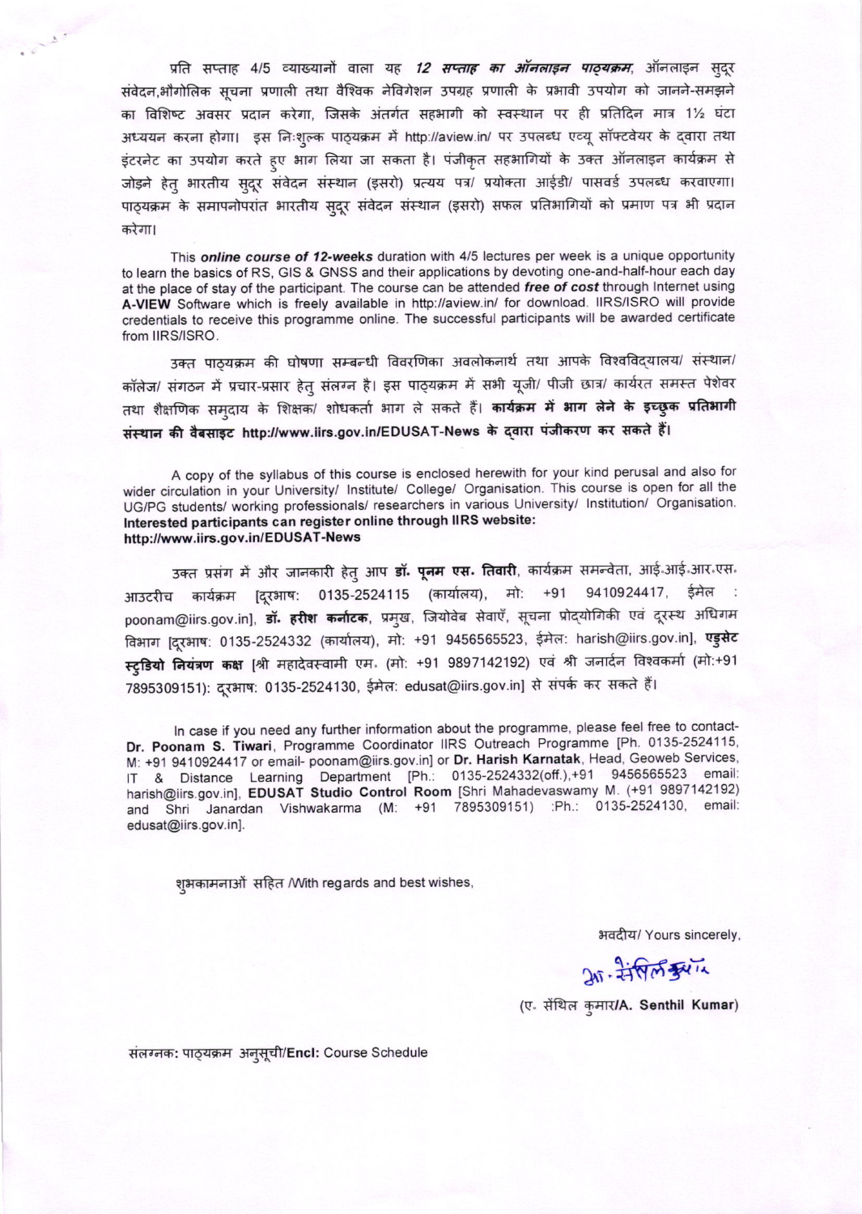प्रति सप्ताह 4/5 व्याख्यानों वाला यह ***12 सप्ताह का ऑनलाइन पाठ्यक्रम***, ऑनलाइन सुदूर संवेदन,भौगोलिक सूचना प्रणाली तथा वैश्विक नेविगेशन उपग्रह प्रणाली के प्रभावी उपयोग को जानने-समझने का विशिष्ट अवसर प्रदान करेगा, जिसके अंतर्गत सहभागी को स्वस्थान पर ही प्रतिदिन मात्र 1½ घंटा अध्ययन करना होगा। इस निःशुल्क पाठ्यक्रम में http://aview.in/ पर उपलब्ध एव्यू सॉफ्टवेयर के द्वारा तथा इंटरनेट का उपयोग करते हुए भाग लिया जा सकता है। पंजीकृत सहभागियों के उक्त ऑनलाइन कार्यक्रम से जोड़ने हेतु भारतीय सुदूर संवेदन संस्थान (इसरो) प्रत्यय पत्र/ प्रयोक्ता आईडी/ पासवर्ड उपलब्ध करवाएगा। पाठ्यक्रम के समापनोपरांत भारतीय सुदूर संवेदन संस्थान (इसरो) सफल प्रतिभागियों को प्रमाण पत्र भी प्रदान करेगा।

This ***online course of 12-weeks*** duration with 4/5 lectures per week is a unique opportunity to learn the basics of RS, GIS & GNSS and their applications by devoting one-and-half-hour each day at the place of stay of the participant. The course can be attended ***free of cost*** through Internet using **A-VIEW** Software which is freely available in http://aview.in/ for download. IIRS/ISRO will provide credentials to receive this programme online. The successful participants will be awarded certificate from IIRS/ISRO.

उक्त पाठ्यक्रम की घोषणा सम्बन्धी विवरणिका अवलोकनार्थ तथा आपके विश्वविद्यालय/ संस्थान/ कॉलेज/ संगठन में प्रचार-प्रसार हेतु संलग्न है। इस पाठ्यक्रम में सभी यूजी/ पीजी छात्र/ कार्यरत समस्त पेशेवर तथा शैक्षणिक समुदाय के शिक्षक/ शोधकर्ता भाग ले सकते हैं। **कार्यक्रम में भाग लेने के इच्छुक प्रतिभागी संस्थान की वेबसाइट http://www.iirs.gov.in/EDUSAT-News के द्वारा पंजीकरण कर सकते हैं।**

A copy of the syllabus of this course is enclosed herewith for your kind perusal and also for wider circulation in your University/ Institute/ College/ Organisation. This course is open for all the UG/PG students/ working professionals/ researchers in various University/ Institution/ Organisation. **Interested participants can register online through IIRS website: http://www.iirs.gov.in/EDUSAT-News**

उक्त प्रसंग में और जानकारी हेतु आप **डॉ. पूनम एस. तिवारी**, कार्यक्रम समन्वेता, आई.आई.आर.एस. आउटरीच कार्यक्रम [दूरभाष: 0135-2524115 (कार्यालय), मो: +91 9410924417, ईमेल : poonam@iirs.gov.in], **डॉ. हरीश कर्नाटक**, प्रमुख, जियोवेब सेवाएँ, सूचना प्रोद्योगिकी एवं दूरस्थ अधिगम विभाग [दूरभाष: 0135-2524332 (कार्यालय), मो: +91 9456565523, ईमेल: harish@iirs.gov.in], **एडुसेट स्टुडियो नियंत्रण कक्ष** [श्री महादेवस्वामी एम. (मो: +91 9897142192) एवं श्री जनार्दन विश्वकर्मा (मो:+91 7895309151): दूरभाष: 0135-2524130, ईमेल: edusat@iirs.gov.in] से संपर्क कर सकते हैं।

In case if you need any further information about the programme, please feel free to contact- **Dr. Poonam S. Tiwari**, Programme Coordinator IIRS Outreach Programme [Ph. 0135-2524115, M: +91 9410924417 or email- poonam@iirs.gov.in] or **Dr. Harish Karnatak**, Head, Geoweb Services, IT & Distance Learning Department [Ph.: 0135-2524332(off.),+91 9456565523 email: harish@iirs.gov.in], **EDUSAT Studio Control Room** [Shri Mahadevaswamy M. (+91 9897142192) and Shri Janardan Vishwakarma (M: +91 7895309151) :Ph.: 0135-2524130, email: edusat@iirs.gov.in].

शुभकामनाओं सहित /With regards and best wishes,

भवदीय/ Yours sincerely,

(ए. सेंथिल कुमार/**A. Senthil Kumar**)

संलग्नक: पाठ्यक्रम अनुसूची/**Encl:** Course Schedule